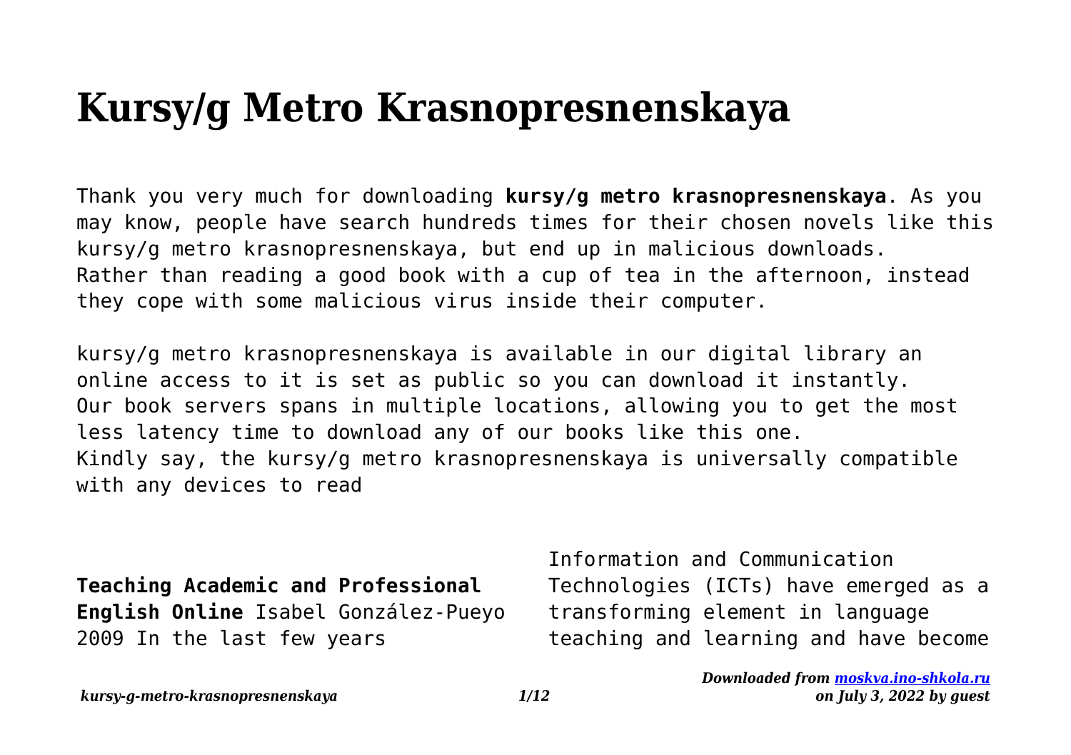# Kursy/g Metro Krasnopresnenskaya

Thank you very much for downloading **kursy/g metro krasnopresnenskaya**. As you may know, people have search hundreds times for their chosen novels like this kursy/g metro krasnopresnenskaya, but end up in malicious downloads. Rather than reading a good book with a cup of tea in the afternoon, instead they cope with some malicious virus inside their computer.

kursy/g metro krasnopresnenskaya is available in our digital library an online access to it is set as public so you can download it instantly. Our book servers spans in multiple locations, allowing you to get the most less latency time to download any of our books like this one. Kindly say, the kursy/g metro krasnopresnenskaya is universally compatible with any devices to read

**Teaching Academic and Professional English Online** Isabel González-Pueyo 2009 In the last few years Information and Communication Technologies (ICTs) have emerged as a transforming element in language teaching and learning and have become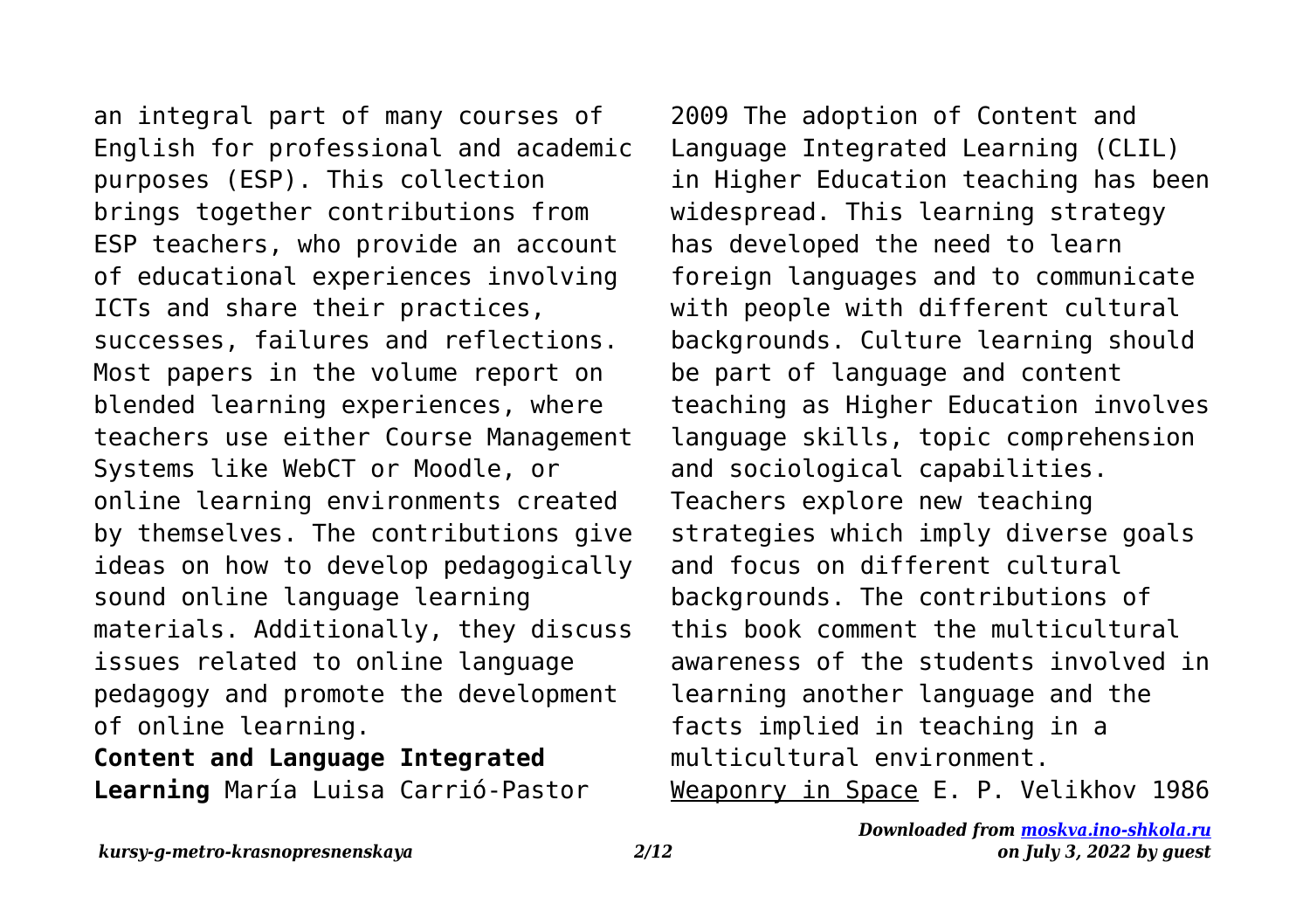an integral part of many courses of English for professional and academic purposes (ESP). This collection brings together contributions from ESP teachers, who provide an account of educational experiences involving ICTs and share their practices, successes, failures and reflections. Most papers in the volume report on blended learning experiences, where teachers use either Course Management Systems like WebCT or Moodle, or online learning environments created by themselves. The contributions give ideas on how to develop pedagogically sound online language learning materials. Additionally, they discuss issues related to online language pedagogy and promote the development of online learning.

**Content and Language Integrated Learning** María Luisa Carrió-Pastor 2009 The adoption of Content and Language Integrated Learning (CLIL) in Higher Education teaching has been widespread. This learning strategy has developed the need to learn foreign languages and to communicate with people with different cultural backgrounds. Culture learning should be part of language and content teaching as Higher Education involves language skills, topic comprehension and sociological capabilities. Teachers explore new teaching strategies which imply diverse goals and focus on different cultural backgrounds. The contributions of this book comment the multicultural awareness of the students involved in learning another language and the facts implied in teaching in a multicultural environment.

Weaponry in Space E. P. Velikhov 1986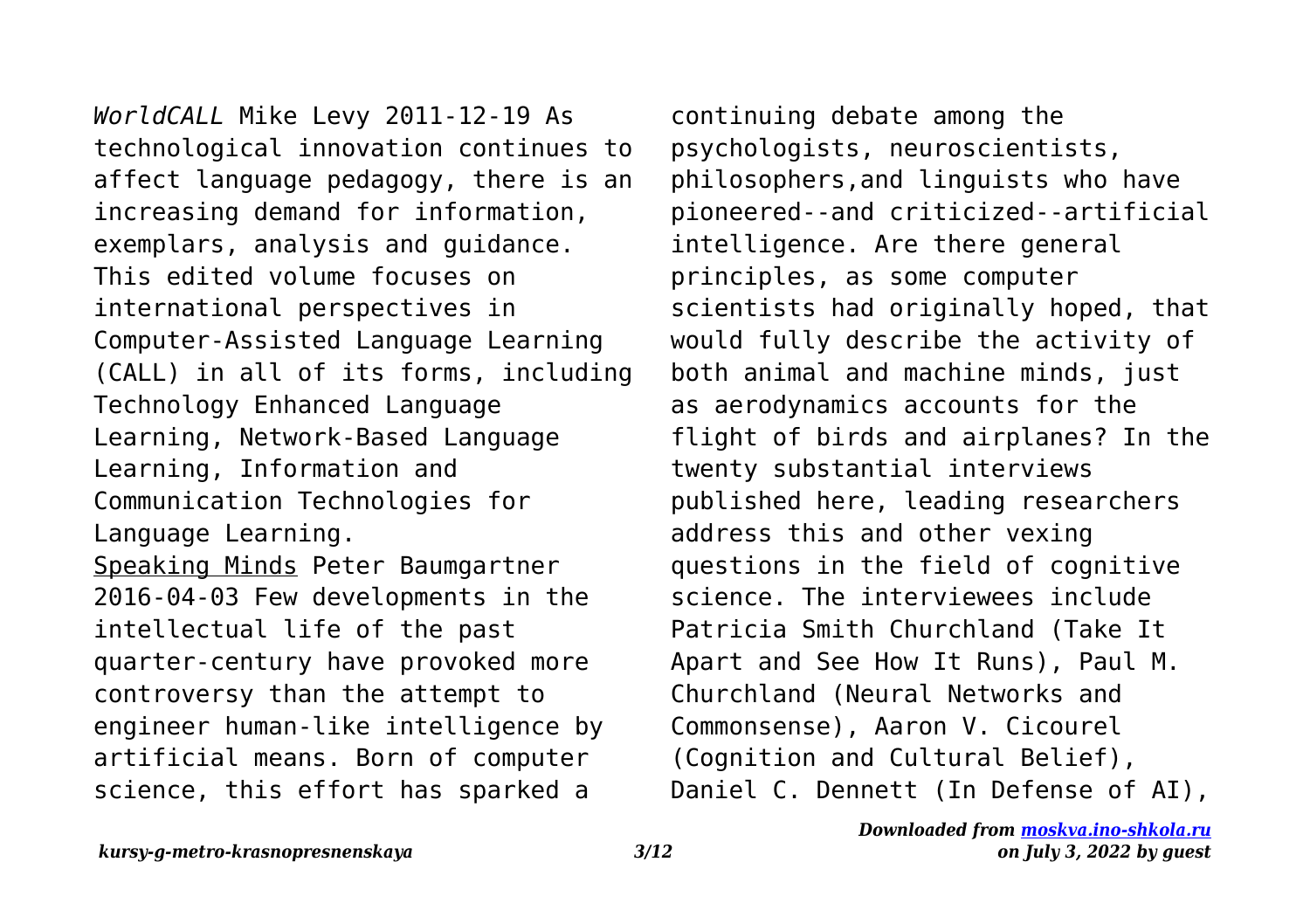*WorldCALL* Mike Levy 2011-12-19 As technological innovation continues to affect language pedagogy, there is an increasing demand for information, exemplars, analysis and guidance. This edited volume focuses on international perspectives in Computer-Assisted Language Learning (CALL) in all of its forms, including Technology Enhanced Language Learning, Network-Based Language Learning, Information and Communication Technologies for Language Learning.

Speaking Minds Peter Baumgartner 2016-04-03 Few developments in the intellectual life of the past quarter-century have provoked more controversy than the attempt to engineer human-like intelligence by artificial means. Born of computer science, this effort has sparked a continuing debate among the psychologists, neuroscientists, philosophers,and linguists who have pioneered--and criticized--artificial intelligence. Are there general principles, as some computer scientists had originally hoped, that would fully describe the activity of both animal and machine minds, just as aerodynamics accounts for the flight of birds and airplanes? In the twenty substantial interviews published here, leading researchers address this and other vexing questions in the field of cognitive science. The interviewees include Patricia Smith Churchland (Take It Apart and See How It Runs), Paul M. Churchland (Neural Networks and Commonsense), Aaron V. Cicourel (Cognition and Cultural Belief), Daniel C. Dennett (In Defense of AI),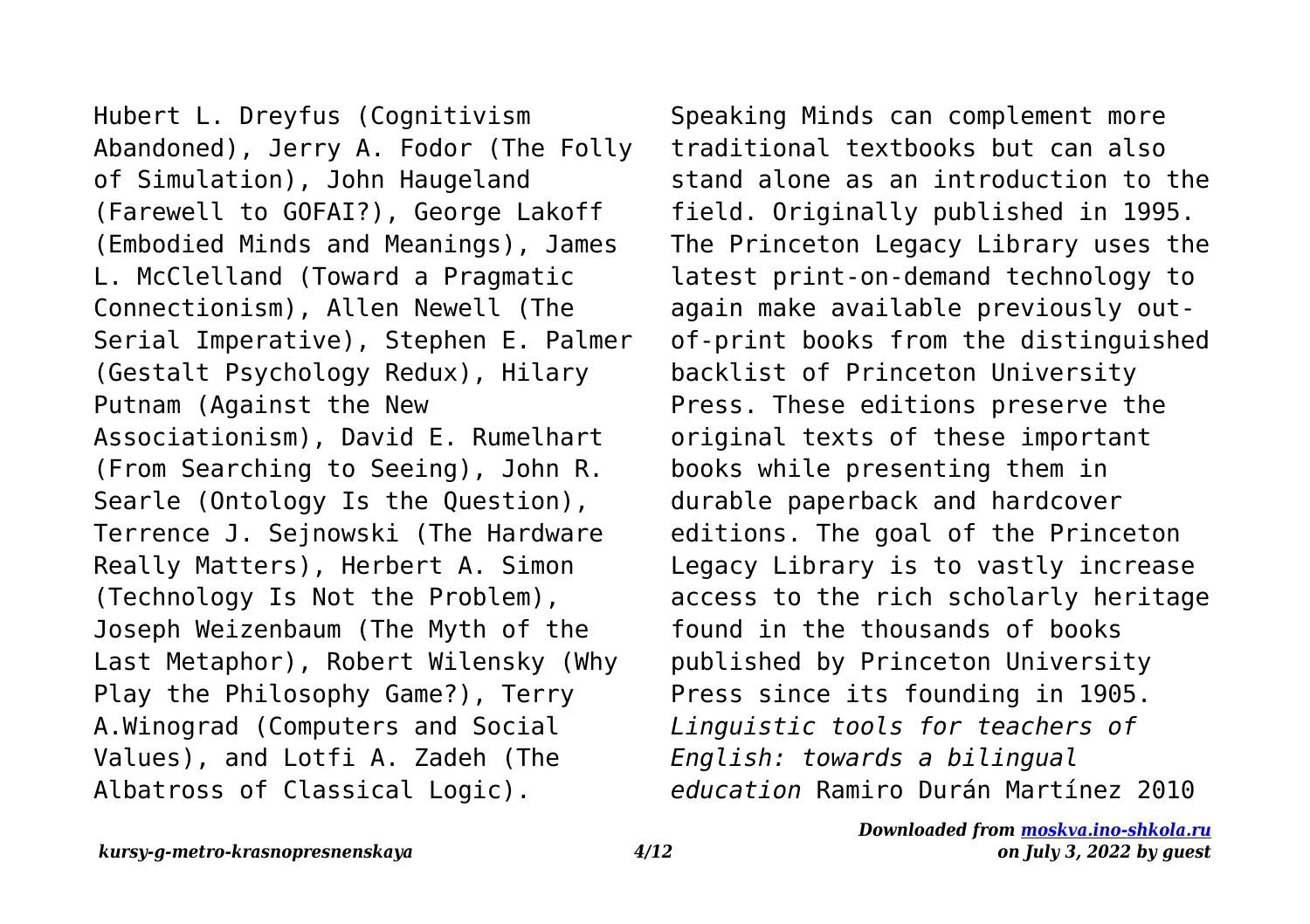Hubert L. Dreyfus (Cognitivism Abandoned), Jerry A. Fodor (The Folly of Simulation), John Haugeland (Farewell to GOFAI?), George Lakoff (Embodied Minds and Meanings), James L. McClelland (Toward a Pragmatic Connectionism), Allen Newell (The Serial Imperative), Stephen E. Palmer (Gestalt Psychology Redux), Hilary Putnam (Against the New Associationism), David E. Rumelhart (From Searching to Seeing), John R. Searle (Ontology Is the Question), Terrence J. Sejnowski (The Hardware Really Matters), Herbert A. Simon (Technology Is Not the Problem), Joseph Weizenbaum (The Myth of the Last Metaphor), Robert Wilensky (Why Play the Philosophy Game?), Terry A.Winograd (Computers and Social Values), and Lotfi A. Zadeh (The Albatross of Classical Logic).

Speaking Minds can complement more traditional textbooks but can also stand alone as an introduction to the field. Originally published in 1995. The Princeton Legacy Library uses the latest print-on-demand technology to again make available previously out-of-print books from the distinguished backlist of Princeton University Press. These editions preserve the original texts of these important books while presenting them in durable paperback and hardcover editions. The goal of the Princeton Legacy Library is to vastly increase access to the rich scholarly heritage found in the thousands of books published by Princeton University Press since its founding in 1905.

*Linguistic tools for teachers of English: towards a bilingual education* Ramiro Durán Martínez 2010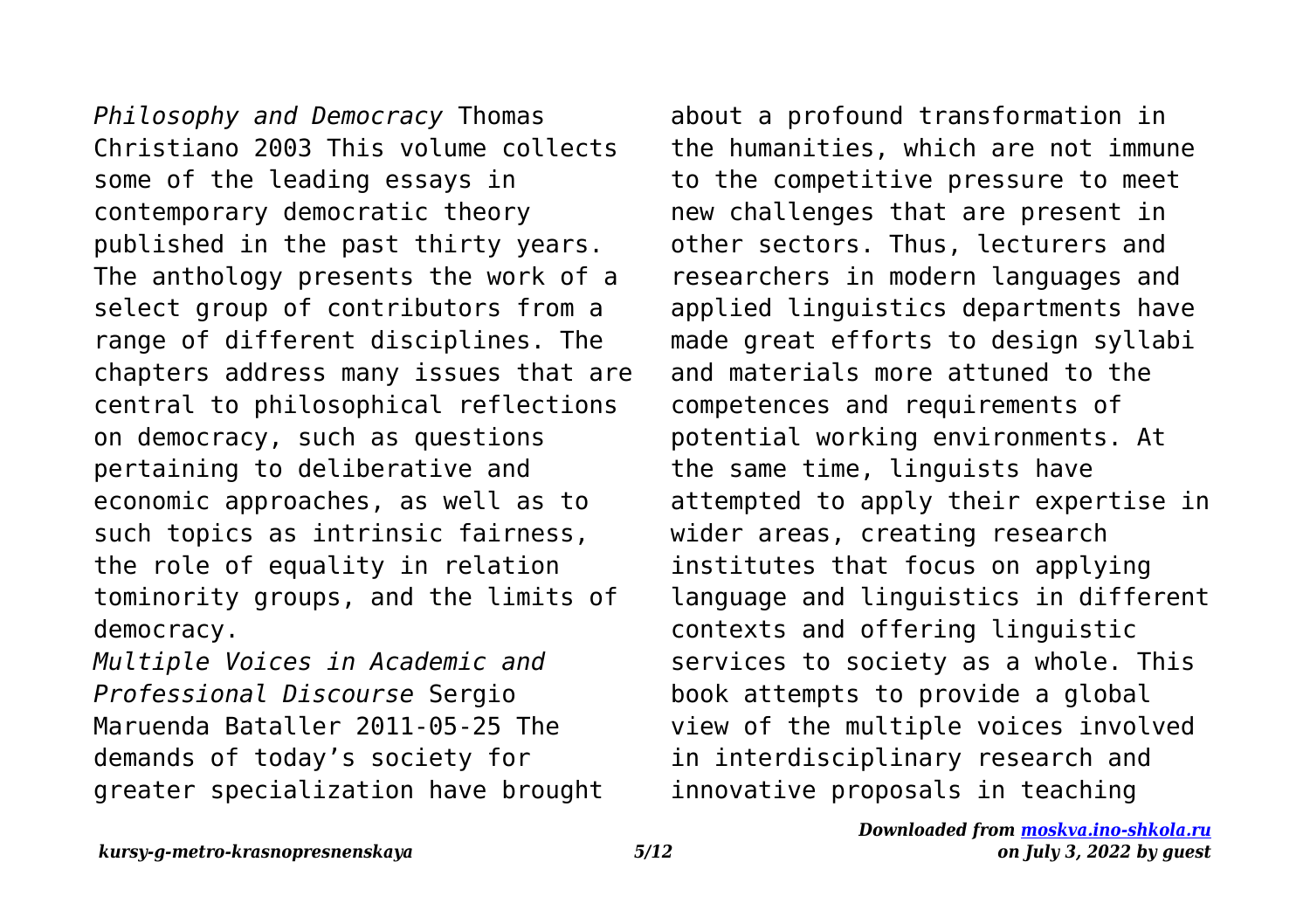*Philosophy and Democracy* Thomas Christiano 2003 This volume collects some of the leading essays in contemporary democratic theory published in the past thirty years. The anthology presents the work of a select group of contributors from a range of different disciplines. The chapters address many issues that are central to philosophical reflections on democracy, such as questions pertaining to deliberative and economic approaches, as well as to such topics as intrinsic fairness, the role of equality in relation tominority groups, and the limits of democracy.

*Multiple Voices in Academic and Professional Discourse* Sergio Maruenda Bataller 2011-05-25 The demands of today's society for greater specialization have brought about a profound transformation in the humanities, which are not immune to the competitive pressure to meet new challenges that are present in other sectors. Thus, lecturers and researchers in modern languages and applied linguistics departments have made great efforts to design syllabi and materials more attuned to the competences and requirements of potential working environments. At the same time, linguists have attempted to apply their expertise in wider areas, creating research institutes that focus on applying language and linguistics in different contexts and offering linguistic services to society as a whole. This book attempts to provide a global view of the multiple voices involved in interdisciplinary research and innovative proposals in teaching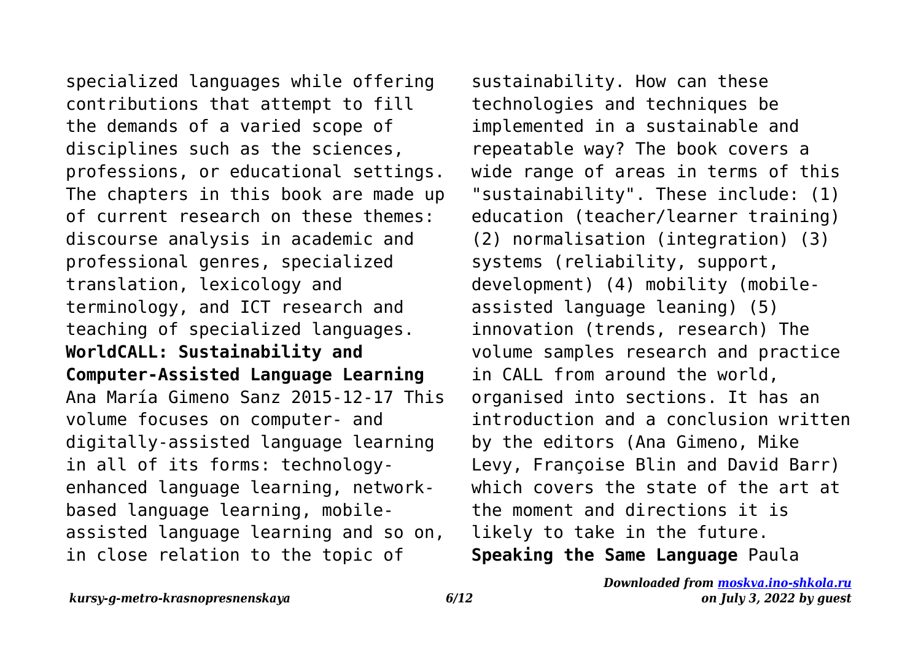specialized languages while offering contributions that attempt to fill the demands of a varied scope of disciplines such as the sciences, professions, or educational settings. The chapters in this book are made up of current research on these themes: discourse analysis in academic and professional genres, specialized translation, lexicology and terminology, and ICT research and teaching of specialized languages.

**WorldCALL: Sustainability and Computer-Assisted Language Learning** Ana María Gimeno Sanz 2015-12-17 This volume focuses on computer- and digitally-assisted language learning in all of its forms: technology-enhanced language learning, network-based language learning, mobile-assisted language learning and so on, in close relation to the topic of sustainability. How can these technologies and techniques be implemented in a sustainable and repeatable way? The book covers a wide range of areas in terms of this "sustainability". These include: (1) education (teacher/learner training) (2) normalisation (integration) (3) systems (reliability, support, development) (4) mobility (mobile-assisted language leaning) (5) innovation (trends, research) The volume samples research and practice in CALL from around the world, organised into sections. It has an introduction and a conclusion written by the editors (Ana Gimeno, Mike Levy, Françoise Blin and David Barr) which covers the state of the art at the moment and directions it is likely to take in the future.

**Speaking the Same Language** Paula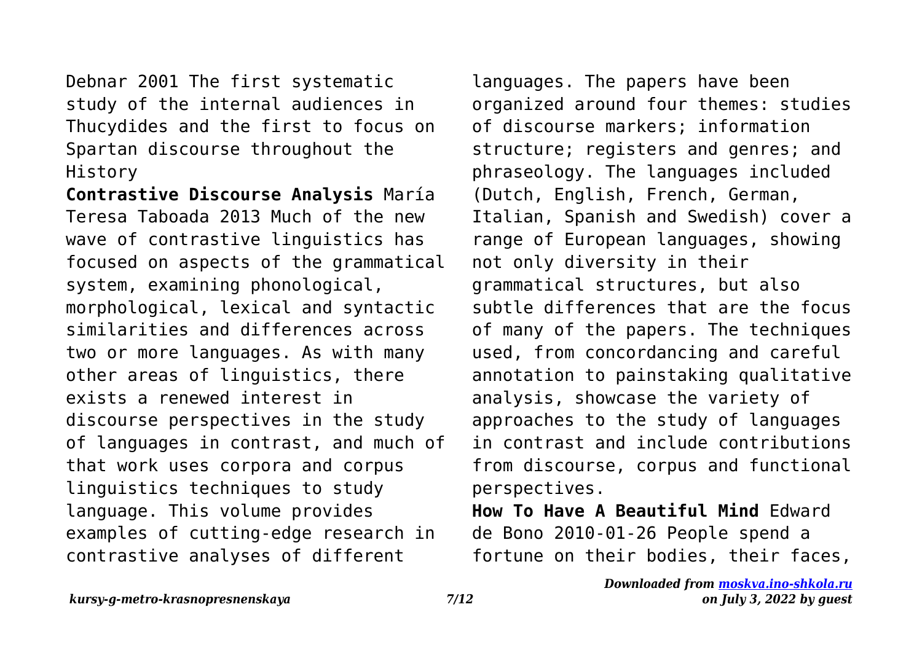Debnar 2001 The first systematic study of the internal audiences in Thucydides and the first to focus on Spartan discourse throughout the History

**Contrastive Discourse Analysis** María Teresa Taboada 2013 Much of the new wave of contrastive linguistics has focused on aspects of the grammatical system, examining phonological, morphological, lexical and syntactic similarities and differences across two or more languages. As with many other areas of linguistics, there exists a renewed interest in discourse perspectives in the study of languages in contrast, and much of that work uses corpora and corpus linguistics techniques to study language. This volume provides examples of cutting-edge research in contrastive analyses of different languages. The papers have been organized around four themes: studies of discourse markers; information structure; registers and genres; and phraseology. The languages included (Dutch, English, French, German, Italian, Spanish and Swedish) cover a range of European languages, showing not only diversity in their grammatical structures, but also subtle differences that are the focus of many of the papers. The techniques used, from concordancing and careful annotation to painstaking qualitative analysis, showcase the variety of approaches to the study of languages in contrast and include contributions from discourse, corpus and functional perspectives.

**How To Have A Beautiful Mind** Edward de Bono 2010-01-26 People spend a fortune on their bodies, their faces,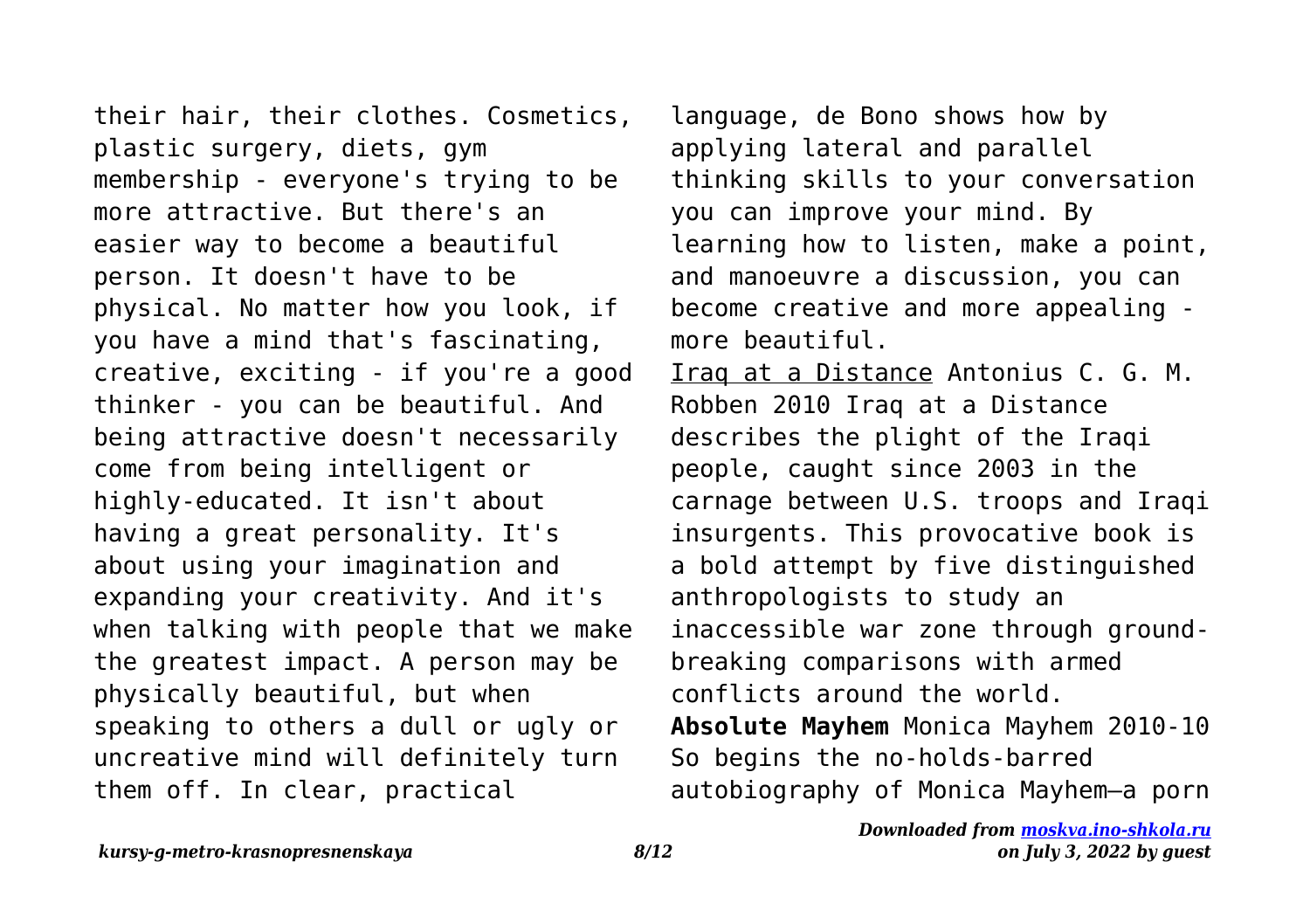their hair, their clothes. Cosmetics, plastic surgery, diets, gym membership - everyone's trying to be more attractive. But there's an easier way to become a beautiful person. It doesn't have to be physical. No matter how you look, if you have a mind that's fascinating, creative, exciting - if you're a good thinker - you can be beautiful. And being attractive doesn't necessarily come from being intelligent or highly-educated. It isn't about having a great personality. It's about using your imagination and expanding your creativity. And it's when talking with people that we make the greatest impact. A person may be physically beautiful, but when speaking to others a dull or ugly or uncreative mind will definitely turn them off. In clear, practical language, de Bono shows how by applying lateral and parallel thinking skills to your conversation you can improve your mind. By learning how to listen, make a point, and manoeuvre a discussion, you can become creative and more appealing - more beautiful.

Iraq at a Distance Antonius C. G. M. Robben 2010 Iraq at a Distance describes the plight of the Iraqi people, caught since 2003 in the carnage between U.S. troops and Iraqi insurgents. This provocative book is a bold attempt by five distinguished anthropologists to study an inaccessible war zone through ground-breaking comparisons with armed conflicts around the world.

**Absolute Mayhem** Monica Mayhem 2010-10 So begins the no-holds-barred autobiography of Monica Mayhem—a porn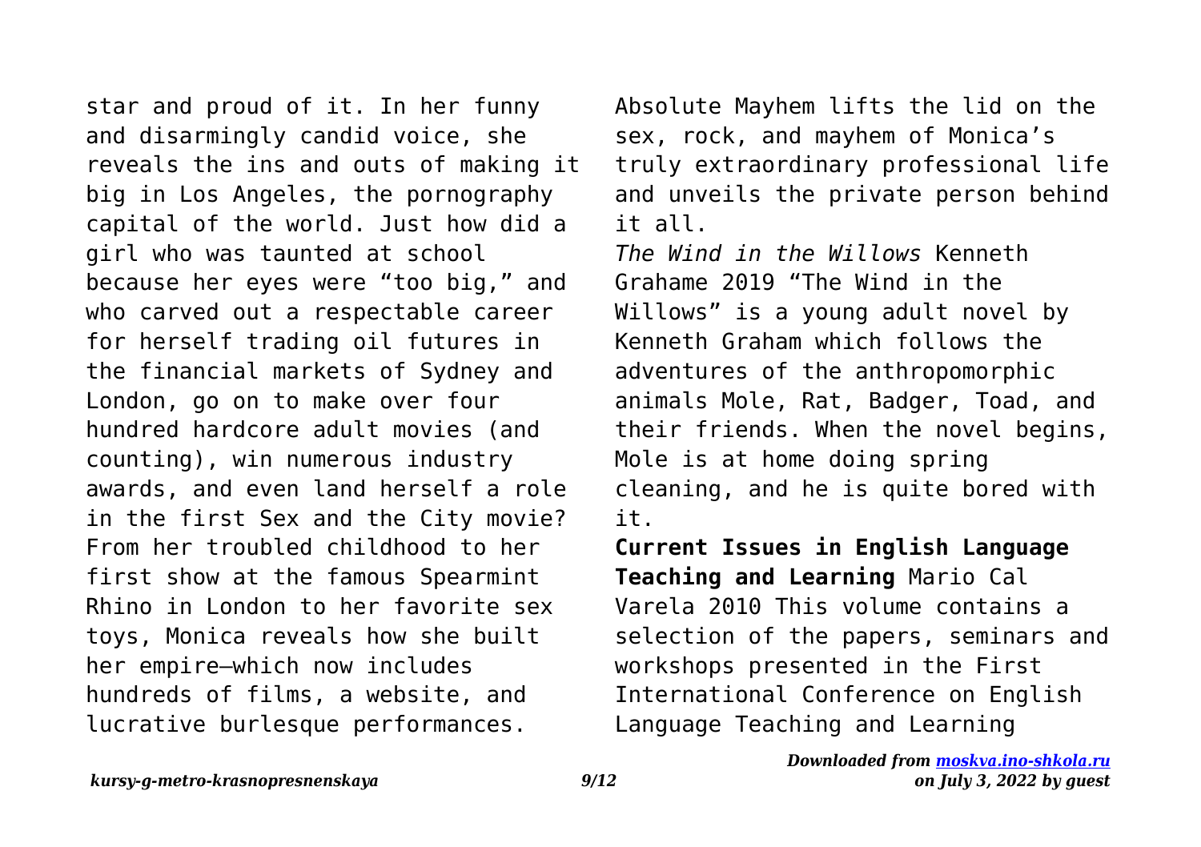star and proud of it. In her funny and disarmingly candid voice, she reveals the ins and outs of making it big in Los Angeles, the pornography capital of the world. Just how did a girl who was taunted at school because her eyes were "too big," and who carved out a respectable career for herself trading oil futures in the financial markets of Sydney and London, go on to make over four hundred hardcore adult movies (and counting), win numerous industry awards, and even land herself a role in the first Sex and the City movie? From her troubled childhood to her first show at the famous Spearmint Rhino in London to her favorite sex toys, Monica reveals how she built her empire—which now includes hundreds of films, a website, and lucrative burlesque performances. Absolute Mayhem lifts the lid on the sex, rock, and mayhem of Monica's truly extraordinary professional life and unveils the private person behind it all.

*The Wind in the Willows* Kenneth Grahame 2019 "The Wind in the Willows" is a young adult novel by Kenneth Graham which follows the adventures of the anthropomorphic animals Mole, Rat, Badger, Toad, and their friends. When the novel begins, Mole is at home doing spring cleaning, and he is quite bored with it.

**Current Issues in English Language Teaching and Learning** Mario Cal Varela 2010 This volume contains a selection of the papers, seminars and workshops presented in the First International Conference on English Language Teaching and Learning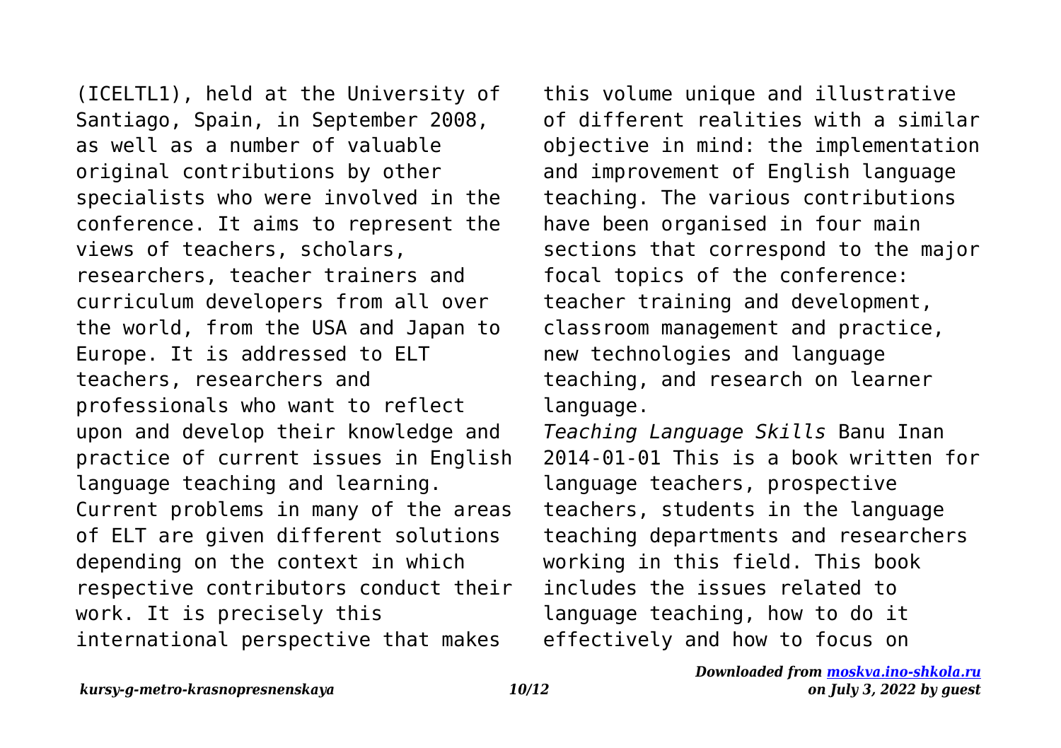(ICELTL1), held at the University of Santiago, Spain, in September 2008, as well as a number of valuable original contributions by other specialists who were involved in the conference. It aims to represent the views of teachers, scholars, researchers, teacher trainers and curriculum developers from all over the world, from the USA and Japan to Europe. It is addressed to ELT teachers, researchers and professionals who want to reflect upon and develop their knowledge and practice of current issues in English language teaching and learning. Current problems in many of the areas of ELT are given different solutions depending on the context in which respective contributors conduct their work. It is precisely this international perspective that makes this volume unique and illustrative of different realities with a similar objective in mind: the implementation and improvement of English language teaching. The various contributions have been organised in four main sections that correspond to the major focal topics of the conference: teacher training and development, classroom management and practice, new technologies and language teaching, and research on learner language.

*Teaching Language Skills* Banu Inan 2014-01-01 This is a book written for language teachers, prospective teachers, students in the language teaching departments and researchers working in this field. This book includes the issues related to language teaching, how to do it effectively and how to focus on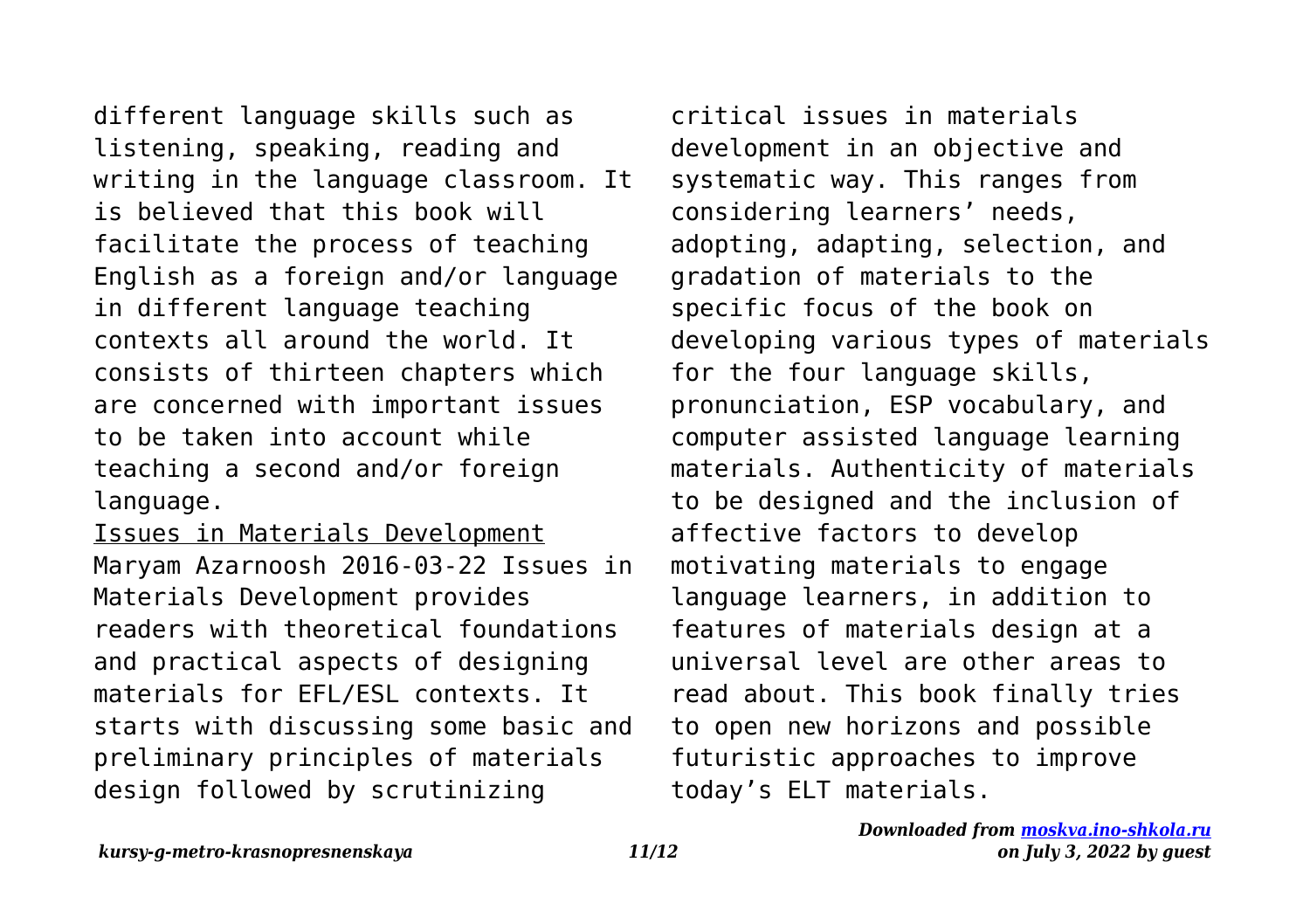different language skills such as listening, speaking, reading and writing in the language classroom. It is believed that this book will facilitate the process of teaching English as a foreign and/or language in different language teaching contexts all around the world. It consists of thirteen chapters which are concerned with important issues to be taken into account while teaching a second and/or foreign language.

Issues in Materials Development

Maryam Azarnoosh 2016-03-22 Issues in Materials Development provides readers with theoretical foundations and practical aspects of designing materials for EFL/ESL contexts. It starts with discussing some basic and preliminary principles of materials design followed by scrutinizing critical issues in materials development in an objective and systematic way. This ranges from considering learners' needs, adopting, adapting, selection, and gradation of materials to the specific focus of the book on developing various types of materials for the four language skills, pronunciation, ESP vocabulary, and computer assisted language learning materials. Authenticity of materials to be designed and the inclusion of affective factors to develop motivating materials to engage language learners, in addition to features of materials design at a universal level are other areas to read about. This book finally tries to open new horizons and possible futuristic approaches to improve today's ELT materials.